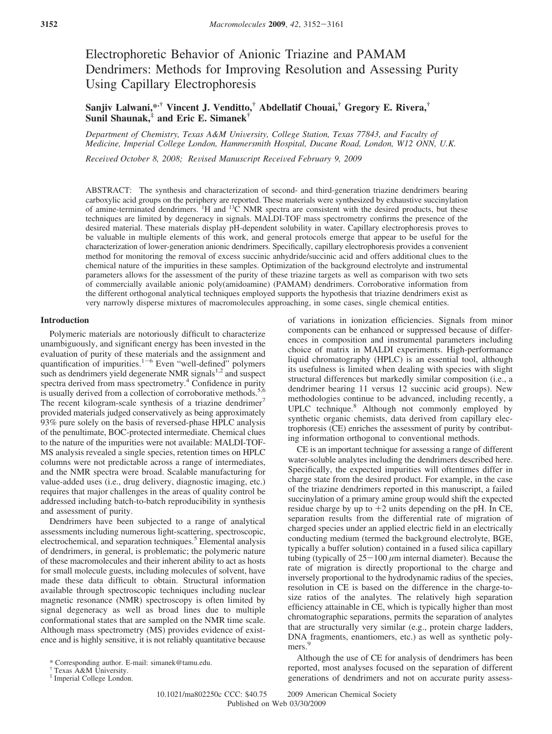# Electrophoretic Behavior of Anionic Triazine and PAMAM Dendrimers: Methods for Improving Resolution and Assessing Purity Using Capillary Electrophoresis

**Sanjiv Lalwani,\*,[†] Vincent J. Venditto,[†] Abdellatif Chouai,[†] Gregory E. Rivera,[†] Sunil Shaunak,[‡] and Eric E. Simanek[†]**

*Department of Chemistry, Texas A&M University, College Station, Texas 77843, and Faculty of Medicine, Imperial College London, Hammersmith Hospital, Ducane Road, London, W12 0NN, U.K.*

*Received October 8, 2008; Revised Manuscript Received February 9, 2009*

ABSTRACT: The synthesis and characterization of second- and third-generation triazine dendrimers bearing carboxylic acid groups on the periphery are reported. These materials were synthesized by exhaustive succinylation of amine-terminated dendrimers. $^1H$ and $^{13}C$ NMR spectra are consistent with the desired products, but these techniques are limited by degeneracy in signals. MALDI-TOF mass spectrometry confirms the presence of the desired material. These materials display pH-dependent solubility in water. Capillary electrophoresis proves to be valuable in multiple elements of this work, and general protocols emerge that appear to be useful for the characterization of lower-generation anionic dendrimers. Specifically, capillary electrophoresis provides a convenient method for monitoring the removal of excess succinic anhydride/succinic acid and offers additional clues to the chemical nature of the impurities in these samples. Optimization of the background electrolyte and instrumental parameters allows for the assessment of the purity of these triazine targets as well as comparison with two sets of commercially available anionic poly(amidoamine) (PAMAM) dendrimers. Corroborative information from the different orthogonal analytical techniques employed supports the hypothesis that triazine dendrimers exist as very narrowly disperse mixtures of macromolecules approaching, in some cases, single chemical entities.

## Introduction

Polymeric materials are notoriously difficult to characterize unambiguously, and significant energy has been invested in the evaluation of purity of these materials and the assignment and quantification of impurities.[1-6] Even "well-defined" polymers such as dendrimers yield degenerate NMR signals[1,2] and suspect spectra derived from mass spectrometry.[4] Confidence in purity is usually derived from a collection of corroborative methods.[5,6] The recent kilogram-scale synthesis of a triazine dendrimer[7] provided materials judged conservatively as being approximately 93% pure solely on the basis of reversed-phase HPLC analysis of the penultimate, BOC-protected intermediate. Chemical clues to the nature of the impurities were not available: MALDI-TOF-MS analysis revealed a single species, retention times on HPLC columns were not predictable across a range of intermediates, and the NMR spectra were broad. Scalable manufacturing for value-added uses (i.e., drug delivery, diagnostic imaging, etc.) requires that major challenges in the areas of quality control be addressed including batch-to-batch reproducibility in synthesis and assessment of purity.

Dendrimers have been subjected to a range of analytical assessments including numerous light-scattering, spectroscopic, electrochemical, and separation techniques.[5] Elemental analysis of dendrimers, in general, is problematic; the polymeric nature of these macromolecules and their inherent ability to act as hosts for small molecule guests, including molecules of solvent, have made these data difficult to obtain. Structural information available through spectroscopic techniques including nuclear magnetic resonance (NMR) spectroscopy is often limited by signal degeneracy as well as broad lines due to multiple conformational states that are sampled on the NMR time scale. Although mass spectrometry (MS) provides evidence of existence and is highly sensitive, it is not reliably quantitative because of variations in ionization efficiencies. Signals from minor components can be enhanced or suppressed because of differences in composition and instrumental parameters including choice of matrix in MALDI experiments. High-performance liquid chromatography (HPLC) is an essential tool, although its usefulness is limited when dealing with species with slight structural differences but markedly similar composition (i.e., a dendrimer bearing 11 versus 12 succinic acid groups). New methodologies continue to be advanced, including recently, a UPLC technique.[8] Although not commonly employed by synthetic organic chemists, data derived from capillary electrophoresis (CE) enriches the assessment of purity by contributing information orthogonal to conventional methods.

CE is an important technique for assessing a range of different water-soluble analytes including the dendrimers described here. Specifically, the expected impurities will oftentimes differ in charge state from the desired product. For example, in the case of the triazine dendrimers reported in this manuscript, a failed succinylation of a primary amine group would shift the expected residue charge by up to +2 units depending on the pH. In CE, separation results from the differential rate of migration of charged species under an applied electric field in an electrically conducting medium (termed the background electrolyte, BGE, typically a buffer solution) contained in a fused silica capillary tubing (typically of 25−100 μm internal diameter). Because the rate of migration is directly proportional to the charge and inversely proportional to the hydrodynamic radius of the species, resolution in CE is based on the difference in the charge-to-size ratios of the analytes. The relatively high separation efficiency attainable in CE, which is typically higher than most chromatographic separations, permits the separation of analytes that are structurally very similar (e.g., protein charge ladders, DNA fragments, enantiomers, etc.) as well as synthetic polymers.[9]

Although the use of CE for analysis of dendrimers has been reported, most analyses focused on the separation of different generations of dendrimers and not on accurate purity assess-

\* Corresponding author. E-mail: simanek@tamu.edu.
[†] Texas A&M University.
[‡] Imperial College London.

10.1021/ma802250c CCC: $40.75 © 2009 American Chemical Society
Published on Web 03/30/2009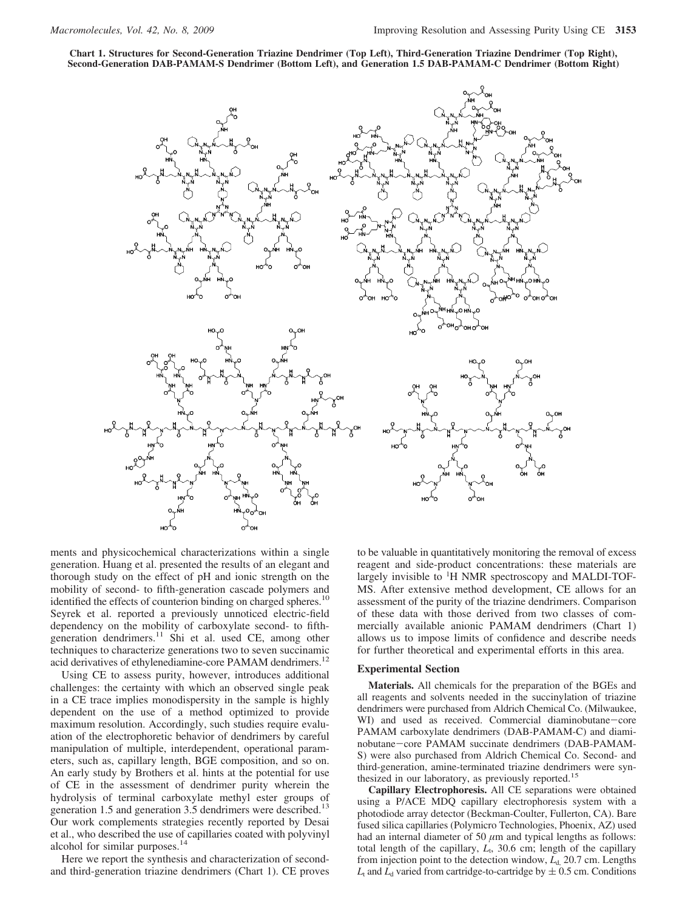**Chart 1. Structures for Second-Generation Triazine Dendrimer (Top Left), Third-Generation Triazine Dendrimer (Top Right), Second-Generation DAB-PAMAM-S Dendrimer (Bottom Left), and Generation 1.5 DAB-PAMAM-C Dendrimer (Bottom Right)**

ments and physicochemical characterizations within a single generation. Huang et al. presented the results of an elegant and thorough study on the effect of pH and ionic strength on the mobility of second- to fifth-generation cascade polymers and identified the effects of counterion binding on charged spheres.[10] Seyrek et al. reported a previously unnoticed electric-field dependency on the mobility of carboxylate second- to fifth-generation dendrimers.[11] Shi et al. used CE, among other techniques to characterize generations two to seven succinamic acid derivatives of ethylenediamine-core PAMAM dendrimers.[12]

Using CE to assess purity, however, introduces additional challenges: the certainty with which an observed single peak in a CE trace implies monodispersity in the sample is highly dependent on the use of a method optimized to provide maximum resolution. Accordingly, such studies require evaluation of the electrophoretic behavior of dendrimers by careful manipulation of multiple, interdependent, operational parameters, such as, capillary length, BGE composition, and so on. An early study by Brothers et al. hints at the potential for use of CE in the assessment of dendrimer purity wherein the hydrolysis of terminal carboxylate methyl ester groups of generation 1.5 and generation 3.5 dendrimers were described.[13] Our work complements strategies recently reported by Desai et al., who described the use of capillaries coated with polyvinyl alcohol for similar purposes.[14]

Here we report the synthesis and characterization of second- and third-generation triazine dendrimers (Chart 1). CE proves to be valuable in quantitatively monitoring the removal of excess reagent and side-product concentrations: these materials are largely invisible to $^1$H NMR spectroscopy and MALDI-TOF-MS. After extensive method development, CE allows for an assessment of the purity of the triazine dendrimers. Comparison of these data with those derived from two classes of commercially available anionic PAMAM dendrimers (Chart 1) allows us to impose limits of confidence and describe needs for further theoretical and experimental efforts in this area.

## Experimental Section

**Materials.** All chemicals for the preparation of the BGEs and all reagents and solvents needed in the succinylation of triazine dendrimers were purchased from Aldrich Chemical Co. (Milwaukee, WI) and used as received. Commercial diaminobutane−core PAMAM carboxylate dendrimers (DAB-PAMAM-C) and diaminobutane−core PAMAM succinate dendrimers (DAB-PAMAM-S) were also purchased from Aldrich Chemical Co. Second- and third-generation, amine-terminated triazine dendrimers were synthesized in our laboratory, as previously reported.[15]

**Capillary Electrophoresis.** All CE separations were obtained using a P/ACE MDQ capillary electrophoresis system with a photodiode array detector (Beckman-Coulter, Fullerton, CA). Bare fused silica capillaries (Polymicro Technologies, Phoenix, AZ) used had an internal diameter of 50 $\mu$m and typical lengths as follows: total length of the capillary, $L_t$, 30.6 cm; length of the capillary from injection point to the detection window, $L_d$, 20.7 cm. Lengths $L_t$ and $L_d$ varied from cartridge-to-cartridge by $\pm$ 0.5 cm. Conditions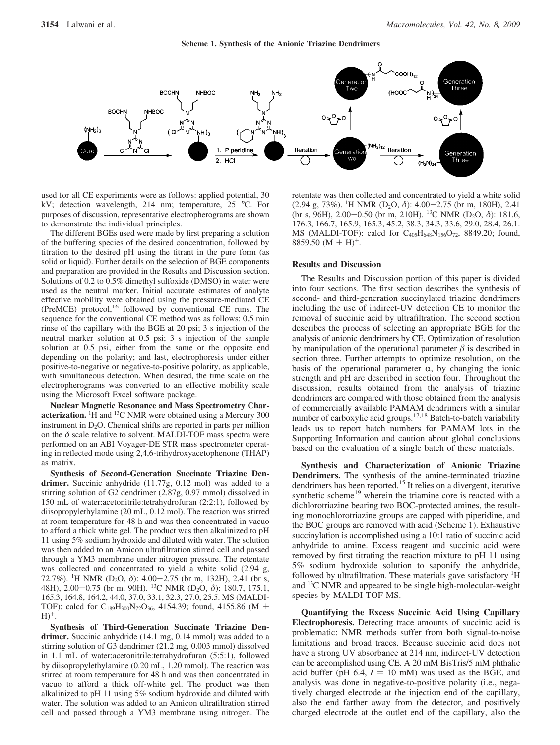**Scheme 1. Synthesis of the Anionic Triazine Dendrimers**

used for all CE experiments were as follows: applied potential, 30 kV; detection wavelength, 214 nm; temperature, 25 °C. For purposes of discussion, representative electropherograms are shown to demonstrate the individual principles.

The different BGEs used were made by first preparing a solution of the buffering species of the desired concentration, followed by titration to the desired pH using the titrant in the pure form (as solid or liquid). Further details on the selection of BGE components and preparation are provided in the Results and Discussion section. Solutions of 0.2 to 0.5% dimethyl sulfoxide (DMSO) in water were used as the neutral marker. Initial accurate estimates of analyte effective mobility were obtained using the pressure-mediated CE (PreMCE) protocol,[16] followed by conventional CE runs. The sequence for the conventional CE method was as follows: 0.5 min rinse of the capillary with the BGE at 20 psi; 3 s injection of the neutral marker solution at 0.5 psi; 3 s injection of the sample solution at 0.5 psi, either from the same or the opposite end depending on the polarity; and last, electrophoresis under either positive-to-negative or negative-to-positive polarity, as applicable, with simultaneous detection. When desired, the time scale on the electropherograms was converted to an effective mobility scale using the Microsoft Excel software package.

**Nuclear Magnetic Resonance and Mass Spectrometry Characterization.** $^1$H and $^{13}$C NMR were obtained using a Mercury 300 instrument in $D_2O$. Chemical shifts are reported in parts per million on the $\delta$ scale relative to solvent. MALDI-TOF mass spectra were performed on an ABI Voyager-DE STR mass spectrometer operating in reflected mode using 2,4,6-trihydroxyacetophenone (THAP) as matrix.

**Synthesis of Second-Generation Succinate Triazine Dendrimer.** Succinic anhydride (11.77g, 0.12 mol) was added to a stirring solution of G2 dendrimer (2.87g, 0.97 mmol) dissolved in 150 mL of water:acetonitrile:tetrahydrofuran (2:2:1), followed by diisopropylethylamine (20 mL, 0.12 mol). The reaction was stirred at room temperature for 48 h and was then concentrated in vacuo to afford a thick white gel. The product was then alkalinized to pH 11 using 5% sodium hydroxide and diluted with water. The solution was then added to an Amicon ultrafiltration stirred cell and passed through a YM3 membrane under nitrogen pressure. The retentate was collected and concentrated to yield a white solid (2.94 g, 72.7%). $^1$H NMR ($D_2O$, $\delta$): 4.00−2.75 (br m, 132H), 2.41 (br s, 48H), 2.00−0.75 (br m, 90H). $^{13}$C NMR ($D_2O$, $\delta$): 180.7, 175.1, 165.3, 164.8, 164.2, 44.0, 37.0, 33.1, 32.3, 27.0, 25.5. MS (MALDI-TOF): calcd for $C_{189}H_{300}N_{72}O_{36}$, 4154.39; found, 4155.86 $(M + H)^+$.

**Synthesis of Third-Generation Succinate Triazine Dendrimer.** Succinic anhydride (14.1 mg, 0.14 mmol) was added to a stirring solution of G3 dendrimer (21.2 mg, 0.003 mmol) dissolved in 1.1 mL of water:acetonitrile:tetrahydrofuran (5:5:1), followed by diisopropylethylamine (0.20 mL, 1.20 mmol). The reaction was stirred at room temperature for 48 h and was then concentrated in vacuo to afford a thick off-white gel. The product was then alkalinized to pH 11 using 5% sodium hydroxide and diluted with water. The solution was added to an Amicon ultrafiltration stirred cell and passed through a YM3 membrane using nitrogen. The retentate was then collected and concentrated to yield a white solid (2.94 g, 73%). $^1$H NMR ($D_2O$, $\delta$): 4.00−2.75 (br m, 180H), 2.41 (br s, 96H), 2.00−0.50 (br m, 210H). $^{13}$C NMR ($D_2O$, $\delta$): 181.6, 176.3, 166.7, 165.9, 165.3, 45.2, 38.3, 34.3, 33.6, 29.0, 28.4, 26.1. MS (MALDI-TOF): calcd for $C_{405}H_{648}N_{156}O_{72}$, 8849.20; found, 8859.50 $(M + H)^+$.

## Results and Discussion

The Results and Discussion portion of this paper is divided into four sections. The first section describes the synthesis of second- and third-generation succinylated triazine dendrimers including the use of indirect-UV detection CE to monitor the removal of succinic acid by ultrafiltration. The second section describes the process of selecting an appropriate BGE for the analysis of anionic dendrimers by CE. Optimization of resolution by manipulation of the operational parameter $\beta$ is described in section three. Further attempts to optimize resolution, on the basis of the operational parameter $\alpha$, by changing the ionic strength and pH are described in section four. Throughout the discussion, results obtained from the analysis of triazine dendrimers are compared with those obtained from the analysis of commercially available PAMAM dendrimers with a similar number of carboxylic acid groups.[17,18] Batch-to-batch variability leads us to report batch numbers for PAMAM lots in the Supporting Information and caution about global conclusions based on the evaluation of a single batch of these materials.

**Synthesis and Characterization of Anionic Triazine Dendrimers.** The synthesis of the amine-terminated triazine dendrimers has been reported.[15] It relies on a divergent, iterative synthetic scheme[19] wherein the triamine core is reacted with a dichlorotriazine bearing two BOC-protected amines, the resulting monochlorotriazine groups are capped with piperidine, and the BOC groups are removed with acid (Scheme 1). Exhaustive succinylation is accomplished using a 10:1 ratio of succinic acid anhydride to amine. Excess reagent and succinic acid were removed by first titrating the reaction mixture to pH 11 using 5% sodium hydroxide solution to saponify the anhydride, followed by ultrafiltration. These materials gave satisfactory $^1$H and $^{13}$C NMR and appeared to be single high-molecular-weight species by MALDI-TOF MS.

**Quantifying the Excess Succinic Acid Using Capillary Electrophoresis.** Detecting trace amounts of succinic acid is problematic: NMR methods suffer from both signal-to-noise limitations and broad traces. Because succinic acid does not have a strong UV absorbance at 214 nm, indirect-UV detection can be accomplished using CE. A 20 mM BisTris/5 mM phthalic acid buffer (pH 6.4, $I = 10$ mM) was used as the BGE, and analysis was done in negative-to-positive polarity (i.e., negatively charged electrode at the injection end of the capillary, also the end farther away from the detector, and positively charged electrode at the outlet end of the capillary, also the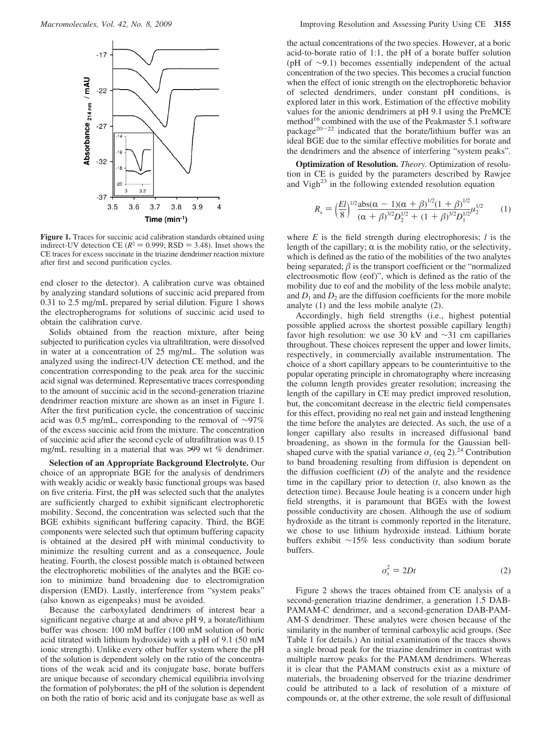**Figure 1.** Traces for succinic acid calibration standards obtained using indirect-UV detection CE ($R^2 = 0.999$; RSD = 3.48). Inset shows the CE traces for excess succinate in the triazine dendrimer reaction mixture after first and second purification cycles.

end closer to the detector). A calibration curve was obtained by analyzing standard solutions of succinic acid prepared from 0.31 to 2.5 mg/mL prepared by serial dilution. Figure 1 shows the electropherograms for solutions of succinic acid used to obtain the calibration curve.

Solids obtained from the reaction mixture, after being subjected to purification cycles via ultrafiltration, were dissolved in water at a concentration of 25 mg/mL. The solution was analyzed using the indirect-UV detection CE method, and the concentration corresponding to the peak area for the succinic acid signal was determined. Representative traces corresponding to the amount of succinic acid in the second-generation triazine dendrimer reaction mixture are shown as an inset in Figure 1. After the first purification cycle, the concentration of succinic acid was 0.5 mg/mL, corresponding to the removal of ~97% of the excess succinic acid from the mixture. The concentration of succinic acid after the second cycle of ultrafiltration was 0.15 mg/mL resulting in a material that was >99 wt % dendrimer.

**Selection of an Appropriate Background Electrolyte.** Our choice of an appropriate BGE for the analysis of dendrimers with weakly acidic or weakly basic functional groups was based on five criteria. First, the pH was selected such that the analytes are sufficiently charged to exhibit significant electrophoretic mobility. Second, the concentration was selected such that the BGE exhibits significant buffering capacity. Third, the BGE components were selected such that optimum buffering capacity is obtained at the desired pH with minimal conductivity to minimize the resulting current and as a consequence, Joule heating. Fourth, the closest possible match is obtained between the electrophoretic mobilities of the analytes and the BGE co-ion to minimize band broadening due to electromigration dispersion (EMD). Lastly, interference from "system peaks" (also known as eigenpeaks) must be avoided.

Because the carboxylated dendrimers of interest bear a significant negative charge at and above pH 9, a borate/lithium buffer was chosen: 100 mM buffer (100 mM solution of boric acid titrated with lithium hydroxide) with a pH of 9.1 (50 mM ionic strength). Unlike every other buffer system where the pH of the solution is dependent solely on the ratio of the concentrations of the weak acid and its conjugate base, borate buffers are unique because of secondary chemical equilibria involving the formation of polyborates; the pH of the solution is dependent on both the ratio of boric acid and its conjugate base as well as the actual concentrations of the two species. However, at a boric acid-to-borate ratio of 1:1, the pH of a borate buffer solution (pH of ~9.1) becomes essentially independent of the actual concentration of the two species. This becomes a crucial function when the effect of ionic strength on the electrophoretic behavior of selected dendrimers, under constant pH conditions, is explored later in this work. Estimation of the effective mobility values for the anionic dendrimers at pH 9.1 using the PreMCE method[16] combined with the use of the Peakmaster 5.1 software package[20-22] indicated that the borate/lithium buffer was an ideal BGE due to the similar effective mobilities for borate and the dendrimers and the absence of interfering "system peaks".

**Optimization of Resolution.** *Theory.* Optimization of resolution in CE is guided by the parameters described by Rawjee and Vigh[23] in the following extended resolution equation

$$R_s = \left(\frac{El}{8}\right)^{1/2} \frac{\mathrm{abs}(\alpha - 1)(\alpha + \beta)^{1/2}(1 + \beta)^{1/2}}{(\alpha + \beta)^{3/2} D_2^{1/2} + (1 + \beta)^{3/2} D_1^{1/2}} \mu_2^{1/2} \qquad (1)$$

where $E$ is the field strength during electrophoresis; $l$ is the length of the capillary; $\alpha$ is the mobility ratio, or the selectivity, which is defined as the ratio of the mobilities of the two analytes being separated; $\beta$ is the transport coefficient or the "normalized electroosmotic flow (eof)", which is defined as the ratio of the mobility due to eof and the mobility of the less mobile analyte; and $D_1$ and $D_2$ are the diffusion coefficients for the more mobile analyte (1) and the less mobile analyte (2).

Accordingly, high field strengths (i.e., highest potential possible applied across the shortest possible capillary length) favor high resolution: we use 30 kV and ~31 cm capillaries throughout. These choices represent the upper and lower limits, respectively, in commercially available instrumentation. The choice of a short capillary appears to be counterintuitive to the popular operating principle in chromatography where increasing the column length provides greater resolution; increasing the length of the capillary in CE may predict improved resolution, but, the concomitant decrease in the electric field compensates for this effect, providing no real net gain and instead lengthening the time before the analytes are detected. As such, the use of a longer capillary also results in increased diffusional band broadening, as shown in the formula for the Gaussian bell-shaped curve with the spatial variance $\sigma_x$ (eq 2).[24] Contribution to band broadening resulting from diffusion is dependent on the diffusion coefficient ($D$) of the analyte and the residence time in the capillary prior to detection ($t$, also known as the detection time). Because Joule heating is a concern under high field strengths, it is paramount that BGEs with the lowest possible conductivity are chosen. Although the use of sodium hydroxide as the titrant is commonly reported in the literature, we chose to use lithium hydroxide instead. Lithium borate buffers exhibit ~15% less conductivity than sodium borate buffers.

$$\sigma_x^2 = 2Dt \qquad (2)$$

Figure 2 shows the traces obtained from CE analysis of a second-generation triazine dendrimer, a generation 1.5 DAB-PAMAM-C dendrimer, and a second-generation DAB-PAMAM-S dendrimer. These analytes were chosen because of the similarity in the number of terminal carboxylic acid groups. (See Table 1 for details.) An initial examination of the traces shows a single broad peak for the triazine dendrimer in contrast with multiple narrow peaks for the PAMAM dendrimers. Whereas it is clear that the PAMAM constructs exist as a mixture of materials, the broadening observed for the triazine dendrimer could be attributed to a lack of resolution of a mixture of compounds or, at the other extreme, the sole result of diffusional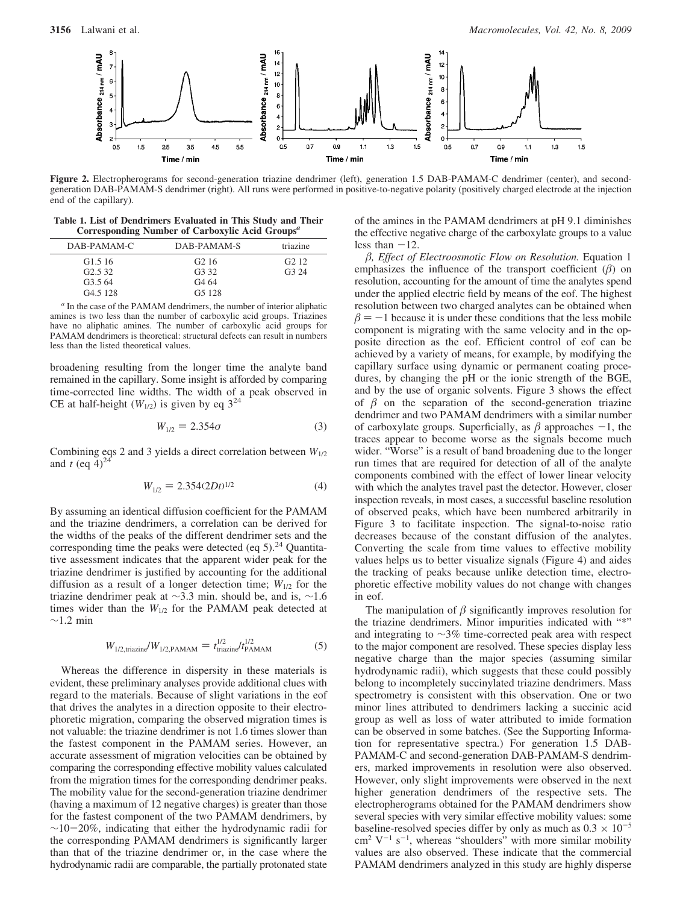Figure 2. Electropherograms for second-generation triazine dendrimer (left), generation 1.5 DAB-PAMAM-C dendrimer (center), and second-generation DAB-PAMAM-S dendrimer (right). All runs were performed in positive-to-negative polarity (positively charged electrode at the injection end of the capillary).

**Table 1. List of Dendrimers Evaluated in This Study and Their Corresponding Number of Carboxylic Acid Groups[a]**

| DAB-PAMAM-C | DAB-PAMAM-S | triazine |
|---|---|---|
| G1.5 16 | G2 16 | G2 12 |
| G2.5 32 | G3 32 | G3 24 |
| G3.5 64 | G4 64 | |
| G4.5 128 | G5 128 | |

[a] In the case of the PAMAM dendrimers, the number of interior aliphatic amines is two less than the number of carboxylic acid groups. Triazines have no aliphatic amines. The number of carboxylic acid groups for PAMAM dendrimers is theoretical: structural defects can result in numbers less than the listed theoretical values.

broadening resulting from the longer time the analyte band remained in the capillary. Some insight is afforded by comparing time-corrected line widths. The width of a peak observed in CE at half-height ($W_{1/2}$) is given by eq 3[24]

$$W_{1/2} = 2.354\sigma \tag{3}$$

Combining eqs 2 and 3 yields a direct correlation between $W_{1/2}$ and $t$ (eq 4)[24]

$$W_{1/2} = 2.354(2Dt)^{1/2} \tag{4}$$

By assuming an identical diffusion coefficient for the PAMAM and the triazine dendrimers, a correlation can be derived for the widths of the peaks of the different dendrimer sets and the corresponding time the peaks were detected (eq 5).[24] Quantitative assessment indicates that the apparent wider peak for the triazine dendrimer is justified by accounting for the additional diffusion as a result of a longer detection time; $W_{1/2}$ for the triazine dendrimer peak at ~3.3 min. should be, and is, ~1.6 times wider than the $W_{1/2}$ for the PAMAM peak detected at ~1.2 min

$$W_{1/2,\mathrm{triazine}}/W_{1/2,\mathrm{PAMAM}} = t_{\mathrm{triazine}}^{1/2}/t_{\mathrm{PAMAM}}^{1/2} \tag{5}$$

Whereas the difference in dispersity in these materials is evident, these preliminary analyses provide additional clues with regard to the materials. Because of slight variations in the eof that drives the analytes in a direction opposite to their electrophoretic migration, comparing the observed migration times is not valuable: the triazine dendrimer is not 1.6 times slower than the fastest component in the PAMAM series. However, an accurate assessment of migration velocities can be obtained by comparing the corresponding effective mobility values calculated from the migration times for the corresponding dendrimer peaks. The mobility value for the second-generation triazine dendrimer (having a maximum of 12 negative charges) is greater than those for the fastest component of the two PAMAM dendrimers, by ~10−20%, indicating that either the hydrodynamic radii for the corresponding PAMAM dendrimers is significantly larger than that of the triazine dendrimer or, in the case where the hydrodynamic radii are comparable, the partially protonated state of the amines in the PAMAM dendrimers at pH 9.1 diminishes the effective negative charge of the carboxylate groups to a value less than −12.

*β, Effect of Electroosmotic Flow on Resolution.* Equation 1 emphasizes the influence of the transport coefficient ($\beta$) on resolution, accounting for the amount of time the analytes spend under the applied electric field by means of the eof. The highest resolution between two charged analytes can be obtained when $\beta = -1$ because it is under these conditions that the less mobile component is migrating with the same velocity and in the opposite direction as the eof. Efficient control of eof can be achieved by a variety of means, for example, by modifying the capillary surface using dynamic or permanent coating procedures, by changing the pH or the ionic strength of the BGE, and by the use of organic solvents. Figure 3 shows the effect of $\beta$ on the separation of the second-generation triazine dendrimer and two PAMAM dendrimers with a similar number of carboxylate groups. Superficially, as $\beta$ approaches −1, the traces appear to become worse as the signals become much wider. "Worse" is a result of band broadening due to the longer run times that are required for detection of all of the analyte components combined with the effect of lower linear velocity with which the analytes travel past the detector. However, closer inspection reveals, in most cases, a successful baseline resolution of observed peaks, which have been numbered arbitrarily in Figure 3 to facilitate inspection. The signal-to-noise ratio decreases because of the constant diffusion of the analytes. Converting the scale from time values to effective mobility values helps us to better visualize signals (Figure 4) and aides the tracking of peaks because unlike detection time, electrophoretic effective mobility values do not change with changes in eof.

The manipulation of $\beta$ significantly improves resolution for the triazine dendrimers. Minor impurities indicated with "*" and integrating to ~3% time-corrected peak area with respect to the major component are resolved. These species display less negative charge than the major species (assuming similar hydrodynamic radii), which suggests that these could possibly belong to incompletely succinylated triazine dendrimers. Mass spectrometry is consistent with this observation. One or two minor lines attributed to dendrimers lacking a succinic acid group as well as loss of water attributed to imide formation can be observed in some batches. (See the Supporting Information for representative spectra.) For generation 1.5 DAB-PAMAM-C and second-generation DAB-PAMAM-S dendrimers, marked improvements in resolution were also observed. However, only slight improvements were observed in the next higher generation dendrimers of the respective sets. The electropherograms obtained for the PAMAM dendrimers show several species with very similar effective mobility values: some baseline-resolved species differ by only as much as $0.3 \times 10^{-5}$ cm$^2$ V$^{-1}$ s$^{-1}$, whereas "shoulders" with more similar mobility values are also observed. These indicate that the commercial PAMAM dendrimers analyzed in this study are highly disperse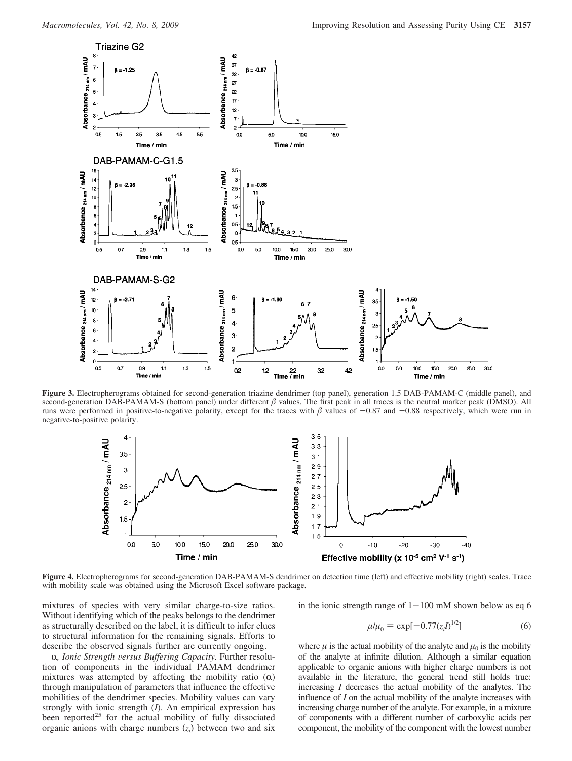**Figure 3.** Electropherograms obtained for second-generation triazine dendrimer (top panel), generation 1.5 DAB-PAMAM-C (middle panel), and second-generation DAB-PAMAM-S (bottom panel) under different $\beta$ values. The first peak in all traces is the neutral marker peak (DMSO). All runs were performed in positive-to-negative polarity, except for the traces with $\beta$ values of −0.87 and −0.88 respectively, which were run in negative-to-positive polarity.

**Figure 4.** Electropherograms for second-generation DAB-PAMAM-S dendrimer on detection time (left) and effective mobility (right) scales. Trace with mobility scale was obtained using the Microsoft Excel software package.

mixtures of species with very similar charge-to-size ratios. Without identifying which of the peaks belongs to the dendrimer as structurally described on the label, it is difficult to infer clues to structural information for the remaining signals. Efforts to describe the observed signals further are currently ongoing.

$\alpha$, *Ionic Strength versus Buffering Capacity.* Further resolution of components in the individual PAMAM dendrimer mixtures was attempted by affecting the mobility ratio ($\alpha$) through manipulation of parameters that influence the effective mobilities of the dendrimer species. Mobility values can vary strongly with ionic strength ($I$). An empirical expression has been reported[25] for the actual mobility of fully dissociated organic anions with charge numbers ($z_i$) between two and six in the ionic strength range of 1−100 mM shown below as eq 6

$$\mu/\mu_0 = \exp[-0.77(z_i I)^{1/2}] \tag{6}$$

where $\mu$ is the actual mobility of the analyte and $\mu_0$ is the mobility of the analyte at infinite dilution. Although a similar equation applicable to organic anions with higher charge numbers is not available in the literature, the general trend still holds true: increasing $I$ decreases the actual mobility of the analytes. The influence of $I$ on the actual mobility of the analyte increases with increasing charge number of the analyte. For example, in a mixture of components with a different number of carboxylic acids per component, the mobility of the component with the lowest number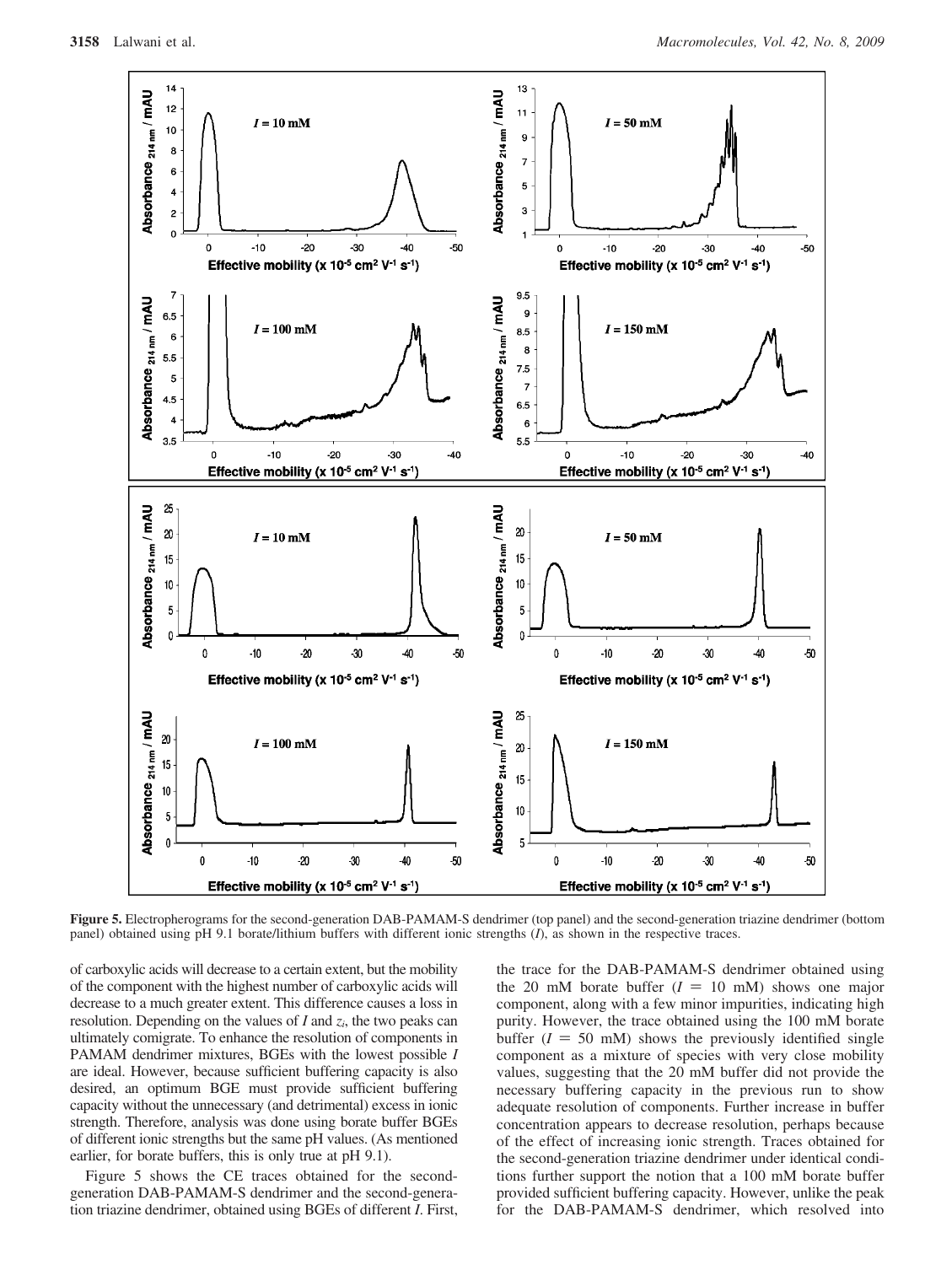**Figure 5.** Electropherograms for the second-generation DAB-PAMAM-S dendrimer (top panel) and the second-generation triazine dendrimer (bottom panel) obtained using pH 9.1 borate/lithium buffers with different ionic strengths ($I$), as shown in the respective traces.

of carboxylic acids will decrease to a certain extent, but the mobility of the component with the highest number of carboxylic acids will decrease to a much greater extent. This difference causes a loss in resolution. Depending on the values of $I$ and $z_i$, the two peaks can ultimately comigrate. To enhance the resolution of components in PAMAM dendrimer mixtures, BGEs with the lowest possible $I$ are ideal. However, because sufficient buffering capacity is also desired, an optimum BGE must provide sufficient buffering capacity without the unnecessary (and detrimental) excess in ionic strength. Therefore, analysis was done using borate buffer BGEs of different ionic strengths but the same pH values. (As mentioned earlier, for borate buffers, this is only true at pH 9.1).

Figure 5 shows the CE traces obtained for the second-generation DAB-PAMAM-S dendrimer and the second-generation triazine dendrimer, obtained using BGEs of different $I$. First, the trace for the DAB-PAMAM-S dendrimer obtained using the 20 mM borate buffer ($I = 10$ mM) shows one major component, along with a few minor impurities, indicating high purity. However, the trace obtained using the 100 mM borate buffer ($I = 50$ mM) shows the previously identified single component as a mixture of species with very close mobility values, suggesting that the 20 mM buffer did not provide the necessary buffering capacity in the previous run to show adequate resolution of components. Further increase in buffer concentration appears to decrease resolution, perhaps because of the effect of increasing ionic strength. Traces obtained for the second-generation triazine dendrimer under identical conditions further support the notion that a 100 mM borate buffer provided sufficient buffering capacity. However, unlike the peak for the DAB-PAMAM-S dendrimer, which resolved into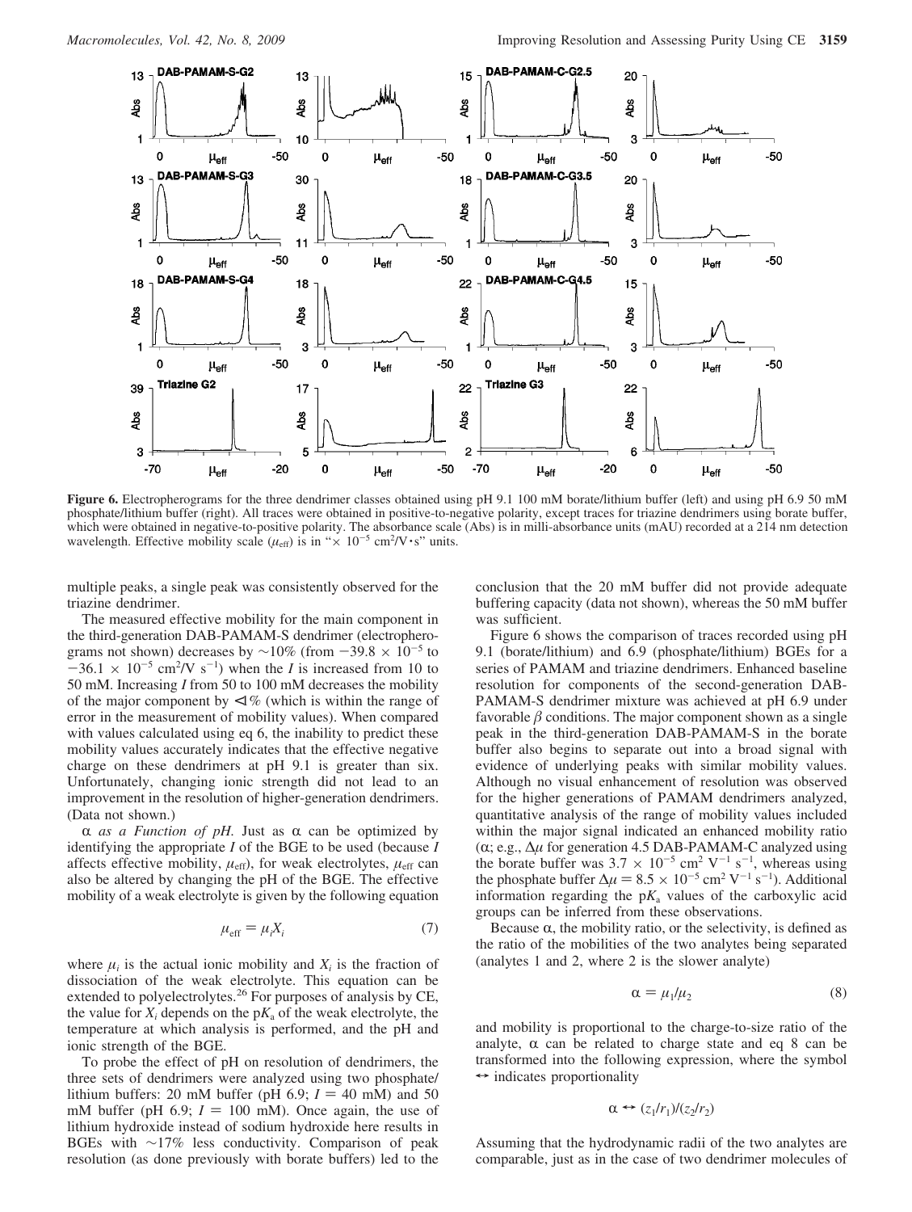**Figure 6.** Electropherograms for the three dendrimer classes obtained using pH 9.1 100 mM borate/lithium buffer (left) and using pH 6.9 50 mM phosphate/lithium buffer (right). All traces were obtained in positive-to-negative polarity, except traces for triazine dendrimers using borate buffer, which were obtained in negative-to-positive polarity. The absorbance scale (Abs) is in milli-absorbance units (mAU) recorded at a 214 nm detection wavelength. Effective mobility scale ($\mu_{eff}$) is in "$\times$ $10^{-5}$ cm$^2$/V$\cdot$s" units.

multiple peaks, a single peak was consistently observed for the triazine dendrimer.

The measured effective mobility for the main component in the third-generation DAB-PAMAM-S dendrimer (electropherograms not shown) decreases by ~10% (from $-39.8 \times 10^{-5}$ to $-36.1 \times 10^{-5}$ cm$^2$/V s$^{-1}$) when the $I$ is increased from 10 to 50 mM. Increasing $I$ from 50 to 100 mM decreases the mobility of the major component by <1% (which is within the range of error in the measurement of mobility values). When compared with values calculated using eq 6, the inability to predict these mobility values accurately indicates that the effective negative charge on these dendrimers at pH 9.1 is greater than six. Unfortunately, changing ionic strength did not lead to an improvement in the resolution of higher-generation dendrimers. (Data not shown.)

*$\alpha$ as a Function of pH.* Just as $\alpha$ can be optimized by identifying the appropriate $I$ of the BGE to be used (because $I$ affects effective mobility, $\mu_{eff}$), for weak electrolytes, $\mu_{eff}$ can also be altered by changing the pH of the BGE. The effective mobility of a weak electrolyte is given by the following equation

$$\mu_{eff} = \mu_i X_i \tag{7}$$

where $\mu_i$ is the actual ionic mobility and $X_i$ is the fraction of dissociation of the weak electrolyte. This equation can be extended to polyelectrolytes.[26] For purposes of analysis by CE, the value for $X_i$ depends on the p$K_a$ of the weak electrolyte, the temperature at which analysis is performed, and the pH and ionic strength of the BGE.

To probe the effect of pH on resolution of dendrimers, the three sets of dendrimers were analyzed using two phosphate/lithium buffers: 20 mM buffer (pH 6.9; $I$ = 40 mM) and 50 mM buffer (pH 6.9; $I$ = 100 mM). Once again, the use of lithium hydroxide instead of sodium hydroxide here results in BGEs with ~17% less conductivity. Comparison of peak resolution (as done previously with borate buffers) led to the conclusion that the 20 mM buffer did not provide adequate buffering capacity (data not shown), whereas the 50 mM buffer was sufficient.

Figure 6 shows the comparison of traces recorded using pH 9.1 (borate/lithium) and 6.9 (phosphate/lithium) BGEs for a series of PAMAM and triazine dendrimers. Enhanced baseline resolution for components of the second-generation DAB-PAMAM-S dendrimer mixture was achieved at pH 6.9 under favorable $\beta$ conditions. The major component shown as a single peak in the third-generation DAB-PAMAM-S in the borate buffer also begins to separate out into a broad signal with evidence of underlying peaks with similar mobility values. Although no visual enhancement of resolution was observed for the higher generations of PAMAM dendrimers analyzed, quantitative analysis of the range of mobility values included within the major signal indicated an enhanced mobility ratio ($\alpha$; e.g., $\Delta\mu$ for generation 4.5 DAB-PAMAM-C analyzed using the borate buffer was $3.7 \times 10^{-5}$ cm$^2$ V$^{-1}$ s$^{-1}$, whereas using the phosphate buffer $\Delta\mu = 8.5 \times 10^{-5}$ cm$^2$ V$^{-1}$ s$^{-1}$). Additional information regarding the p$K_a$ values of the carboxylic acid groups can be inferred from these observations.

Because $\alpha$, the mobility ratio, or the selectivity, is defined as the ratio of the mobilities of the two analytes being separated (analytes 1 and 2, where 2 is the slower analyte)

$$\alpha = \mu_1/\mu_2 \tag{8}$$

and mobility is proportional to the charge-to-size ratio of the analyte, $\alpha$ can be related to charge state and eq 8 can be transformed into the following expression, where the symbol $\leftrightarrow$ indicates proportionality

$$\alpha \leftrightarrow (z_1/r_1)/(z_2/r_2)$$

Assuming that the hydrodynamic radii of the two analytes are comparable, just as in the case of two dendrimer molecules of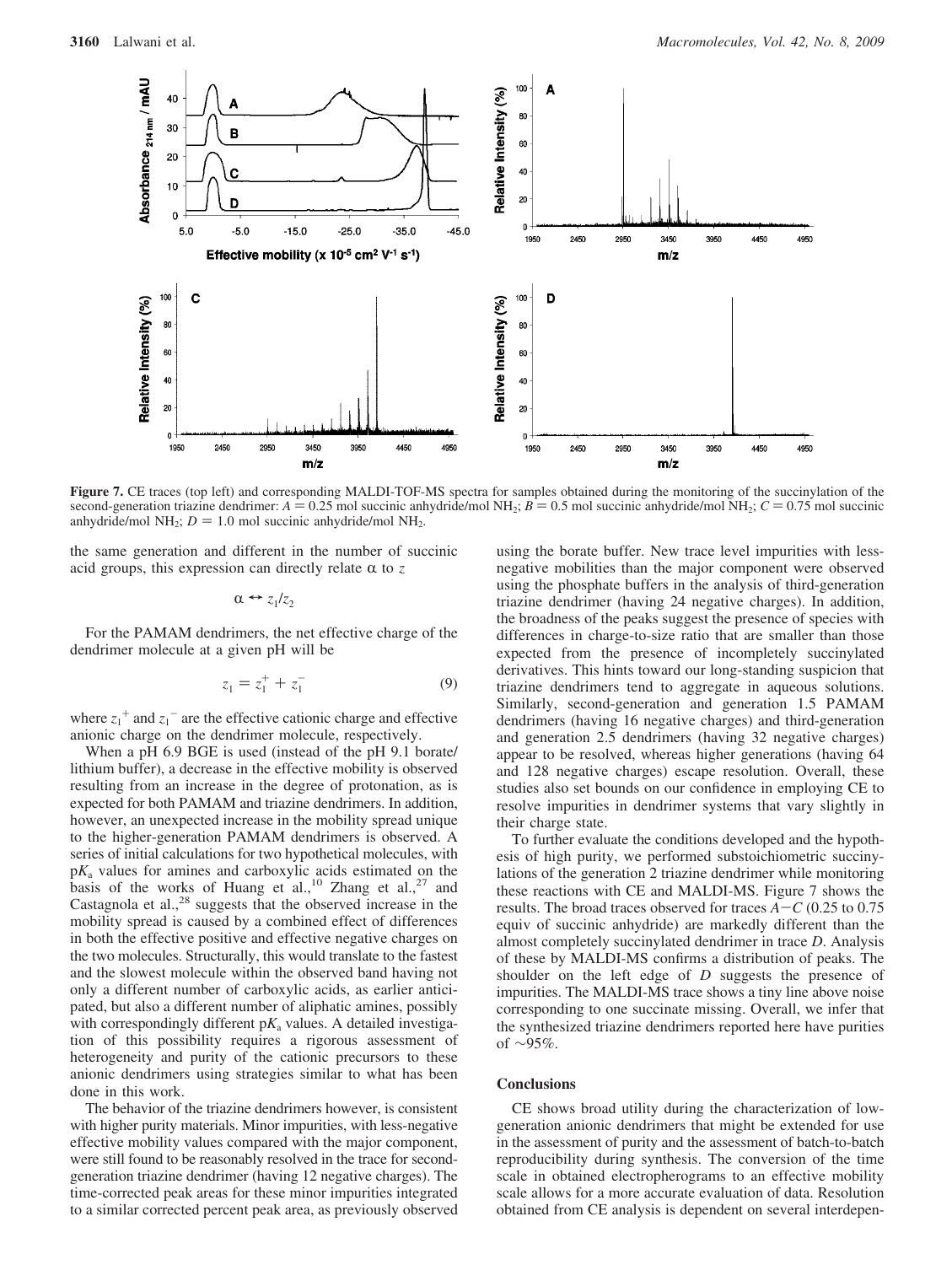**Figure 7.** CE traces (top left) and corresponding MALDI-TOF-MS spectra for samples obtained during the monitoring of the succinylation of the second-generation triazine dendrimer: $A = 0.25$ mol succinic anhydride/mol $NH_2$; $B = 0.5$ mol succinic anhydride/mol $NH_2$; $C = 0.75$ mol succinic anhydride/mol $NH_2$; $D = 1.0$ mol succinic anhydride/mol $NH_2$.

the same generation and different in the number of succinic acid groups, this expression can directly relate $\alpha$ to $z$

$$\alpha \leftrightarrow z_1/z_2$$

For the PAMAM dendrimers, the net effective charge of the dendrimer molecule at a given pH will be

$$z_1 = z_1^+ + z_1^- \tag{9}$$

where $z_1^+$ and $z_1^-$ are the effective cationic charge and effective anionic charge on the dendrimer molecule, respectively.

When a pH 6.9 BGE is used (instead of the pH 9.1 borate/lithium buffer), a decrease in the effective mobility is observed resulting from an increase in the degree of protonation, as is expected for both PAMAM and triazine dendrimers. In addition, however, an unexpected increase in the mobility spread unique to the higher-generation PAMAM dendrimers is observed. A series of initial calculations for two hypothetical molecules, with $pK_a$ values for amines and carboxylic acids estimated on the basis of the works of Huang et al.,[10] Zhang et al.,[27] and Castagnola et al.,[28] suggests that the observed increase in the mobility spread is caused by a combined effect of differences in both the effective positive and effective negative charges on the two molecules. Structurally, this would translate to the fastest and the slowest molecule within the observed band having not only a different number of carboxylic acids, as earlier anticipated, but also a different number of aliphatic amines, possibly with correspondingly different $pK_a$ values. A detailed investigation of this possibility requires a rigorous assessment of heterogeneity and purity of the cationic precursors to these anionic dendrimers using strategies similar to what has been done in this work.

The behavior of the triazine dendrimers however, is consistent with higher purity materials. Minor impurities, with less-negative effective mobility values compared with the major component, were still found to be reasonably resolved in the trace for second-generation triazine dendrimer (having 12 negative charges). The time-corrected peak areas for these minor impurities integrated to a similar corrected percent peak area, as previously observed using the borate buffer. New trace level impurities with less-negative mobilities than the major component were observed using the phosphate buffers in the analysis of third-generation triazine dendrimer (having 24 negative charges). In addition, the broadness of the peaks suggest the presence of species with differences in charge-to-size ratio that are smaller than those expected from the presence of incompletely succinylated derivatives. This hints toward our long-standing suspicion that triazine dendrimers tend to aggregate in aqueous solutions. Similarly, second-generation and generation 1.5 PAMAM dendrimers (having 16 negative charges) and third-generation and generation 2.5 dendrimers (having 32 negative charges) appear to be resolved, whereas higher generations (having 64 and 128 negative charges) escape resolution. Overall, these studies also set bounds on our confidence in employing CE to resolve impurities in dendrimer systems that vary slightly in their charge state.

To further evaluate the conditions developed and the hypothesis of high purity, we performed substoichiometric succinylations of the generation 2 triazine dendrimer while monitoring these reactions with CE and MALDI-MS. Figure 7 shows the results. The broad traces observed for traces $A-C$ (0.25 to 0.75 equiv of succinic anhydride) are markedly different than the almost completely succinylated dendrimer in trace $D$. Analysis of these by MALDI-MS confirms a distribution of peaks. The shoulder on the left edge of $D$ suggests the presence of impurities. The MALDI-MS trace shows a tiny line above noise corresponding to one succinate missing. Overall, we infer that the synthesized triazine dendrimers reported here have purities of ~95%.

## Conclusions

CE shows broad utility during the characterization of low-generation anionic dendrimers that might be extended for use in the assessment of purity and the assessment of batch-to-batch reproducibility during synthesis. The conversion of the time scale in obtained electropherograms to an effective mobility scale allows for a more accurate evaluation of data. Resolution obtained from CE analysis is dependent on several interdepen-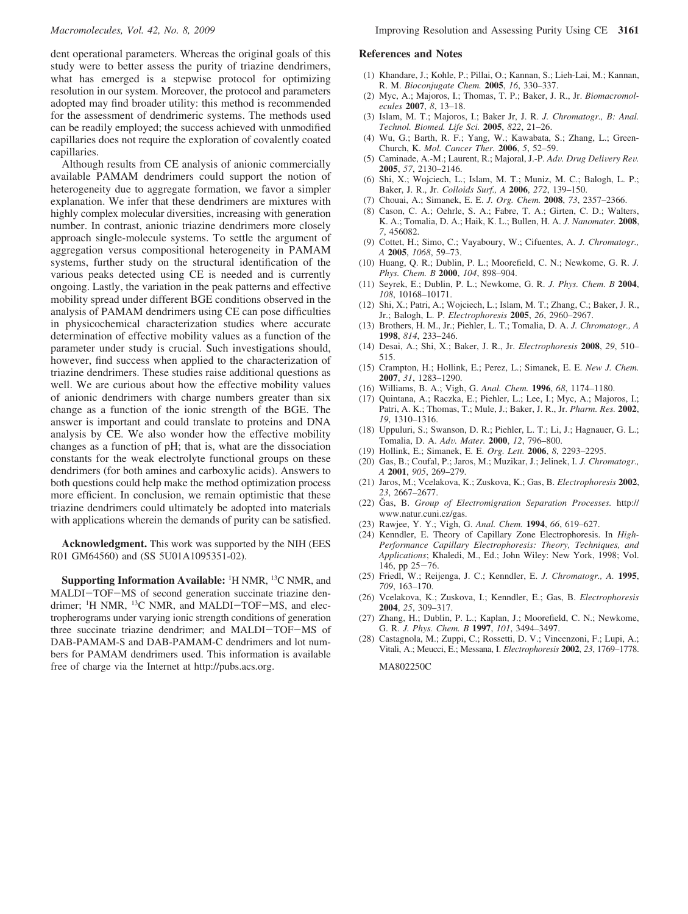dent operational parameters. Whereas the original goals of this study were to better assess the purity of triazine dendrimers, what has emerged is a stepwise protocol for optimizing resolution in our system. Moreover, the protocol and parameters adopted may find broader utility: this method is recommended for the assessment of dendrimeric systems. The methods used can be readily employed; the success achieved with unmodified capillaries does not require the exploration of covalently coated capillaries.

Although results from CE analysis of anionic commercially available PAMAM dendrimers could support the notion of heterogeneity due to aggregate formation, we favor a simpler explanation. We infer that these dendrimers are mixtures with highly complex molecular diversities, increasing with generation number. In contrast, anionic triazine dendrimers more closely approach single-molecule systems. To settle the argument of aggregation versus compositional heterogeneity in PAMAM systems, further study on the structural identification of the various peaks detected using CE is needed and is currently ongoing. Lastly, the variation in the peak patterns and effective mobility spread under different BGE conditions observed in the analysis of PAMAM dendrimers using CE can pose difficulties in physicochemical characterization studies where accurate determination of effective mobility values as a function of the parameter under study is crucial. Such investigations should, however, find success when applied to the characterization of triazine dendrimers. These studies raise additional questions as well. We are curious about how the effective mobility values of anionic dendrimers with charge numbers greater than six change as a function of the ionic strength of the BGE. The answer is important and could translate to proteins and DNA analysis by CE. We also wonder how the effective mobility changes as a function of pH; that is, what are the dissociation constants for the weak electrolyte functional groups on these dendrimers (for both amines and carboxylic acids). Answers to both questions could help make the method optimization process more efficient. In conclusion, we remain optimistic that these triazine dendrimers could ultimately be adopted into materials with applications wherein the demands of purity can be satisfied.

**Acknowledgment.** This work was supported by the NIH (EES R01 GM64560) and (SS 5U01A1095351-02).

**Supporting Information Available:** $^{1}$H NMR, $^{13}$C NMR, and MALDI−TOF−MS of second generation succinate triazine dendrimer; $^{1}$H NMR, $^{13}$C NMR, and MALDI−TOF−MS, and electropherograms under varying ionic strength conditions of generation three succinate triazine dendrimer; and MALDI−TOF−MS of DAB-PAMAM-S and DAB-PAMAM-C dendrimers and lot numbers for PAMAM dendrimers used. This information is available free of charge via the Internet at http://pubs.acs.org.

## References and Notes

(1) Khandare, J.; Kohle, P.; Pillai, O.; Kannan, S.; Lieh-Lai, M.; Kannan, R. M. *Bioconjugate Chem.* **2005**, *16*, 330–337.
(2) Myc, A.; Majoros, I.; Thomas, T. P.; Baker, J. R., Jr. *Biomacromolecules* **2007**, *8*, 13–18.
(3) Islam, M. T.; Majoros, I.; Baker Jr, J. R. *J. Chromatogr., B: Anal. Technol. Biomed. Life Sci.* **2005**, *822*, 21–26.
(4) Wu, G.; Barth, R. F.; Yang, W.; Kawabata, S.; Zhang, L.; Green-Church, K. *Mol. Cancer Ther.* **2006**, *5*, 52–59.
(5) Caminade, A.-M.; Laurent, R.; Majoral, J.-P. *Adv. Drug Delivery Rev.* **2005**, *57*, 2130–2146.
(6) Shi, X.; Wojciech, L.; Islam, M. T.; Muniz, M. C.; Balogh, L. P.; Baker, J. R., Jr. *Colloids Surf., A* **2006**, *272*, 139–150.
(7) Chouai, A.; Simanek, E. E. *J. Org. Chem.* **2008**, *73*, 2357–2366.
(8) Cason, C. A.; Oehrle, S. A.; Fabre, T. A.; Girten, C. D.; Walters, K. A.; Tomalia, D. A.; Haik, K. L.; Bullen, H. A. *J. Nanomater.* **2008**, *7*, 456082.
(9) Cottet, H.; Simo, C.; Vayaboury, W.; Cifuentes, A. *J. Chromatogr., A* **2005**, *1068*, 59–73.
(10) Huang, Q. R.; Dublin, P. L.; Moorefield, C. N.; Newkome, G. R. *J. Phys. Chem. B* **2000**, *104*, 898–904.
(11) Seyrek, E.; Dublin, P. L.; Newkome, G. R. *J. Phys. Chem. B* **2004**, *108*, 10168–10171.
(12) Shi, X.; Patri, A.; Wojciech, L.; Islam, M. T.; Zhang, C.; Baker, J. R., Jr.; Balogh, L. P. *Electrophoresis* **2005**, *26*, 2960–2967.
(13) Brothers, H. M., Jr.; Piehler, L. T.; Tomalia, D. A. *J. Chromatogr., A* **1998**, *814*, 233–246.
(14) Desai, A.; Shi, X.; Baker, J. R., Jr. *Electrophoresis* **2008**, *29*, 510–515.
(15) Crampton, H.; Hollink, E.; Perez, L.; Simanek, E. E. *New J. Chem.* **2007**, *31*, 1283–1290.
(16) Williams, B. A.; Vigh, G. *Anal. Chem.* **1996**, *68*, 1174–1180.
(17) Quintana, A.; Raczka, E.; Piehler, L.; Lee, I.; Myc, A.; Majoros, I.; Patri, A. K.; Thomas, T.; Mule, J.; Baker, J. R., Jr. *Pharm. Res.* **2002**, *19*, 1310–1316.
(18) Uppuluri, S.; Swanson, D. R.; Piehler, L. T.; Li, J.; Hagnauer, G. L.; Tomalia, D. A. *Adv. Mater.* **2000**, *12*, 796–800.
(19) Hollink, E.; Simanek, E. E. *Org. Lett.* **2006**, *8*, 2293–2295.
(20) Gas, B.; Coufal, P.; Jaros, M.; Muzikar, J.; Jelinek, I. *J. Chromatogr., A* **2001**, *905*, 269–279.
(21) Jaros, M.; Vcelakova, K.; Zuskova, K.; Gas, B. *Electrophoresis* **2002**, *23*, 2667–2677.
(22) Ǧas, B. *Group of Electromigration Separation Processes.* http://www.natur.cuni.cz/gas.
(23) Rawjee, Y. Y.; Vigh, G. *Anal. Chem.* **1994**, *66*, 619–627.
(24) Kenndler, E. Theory of Capillary Zone Electrophoresis. In *High-Performance Capillary Electrophoresis: Theory, Techniques, and Applications*; Khaledi, M., Ed.; John Wiley: New York, 1998; Vol. 146, pp 25−76.
(25) Friedl, W.; Reijenga, J. C.; Kenndler, E. *J. Chromatogr., A.* **1995**, *709*, 163–170.
(26) Vcelakova, K.; Zuskova, I.; Kenndler, E.; Gas, B. *Electrophoresis* **2004**, *25*, 309–317.
(27) Zhang, H.; Dublin, P. L.; Kaplan, J.; Moorefield, C. N.; Newkome, G. R. *J. Phys. Chem. B* **1997**, *101*, 3494–3497.
(28) Castagnola, M.; Zuppi, C.; Rossetti, D. V.; Vincenzoni, F.; Lupi, A.; Vitali, A.; Meucci, E.; Messana, I. *Electrophoresis* **2002**, *23*, 1769–1778.

MA802250C